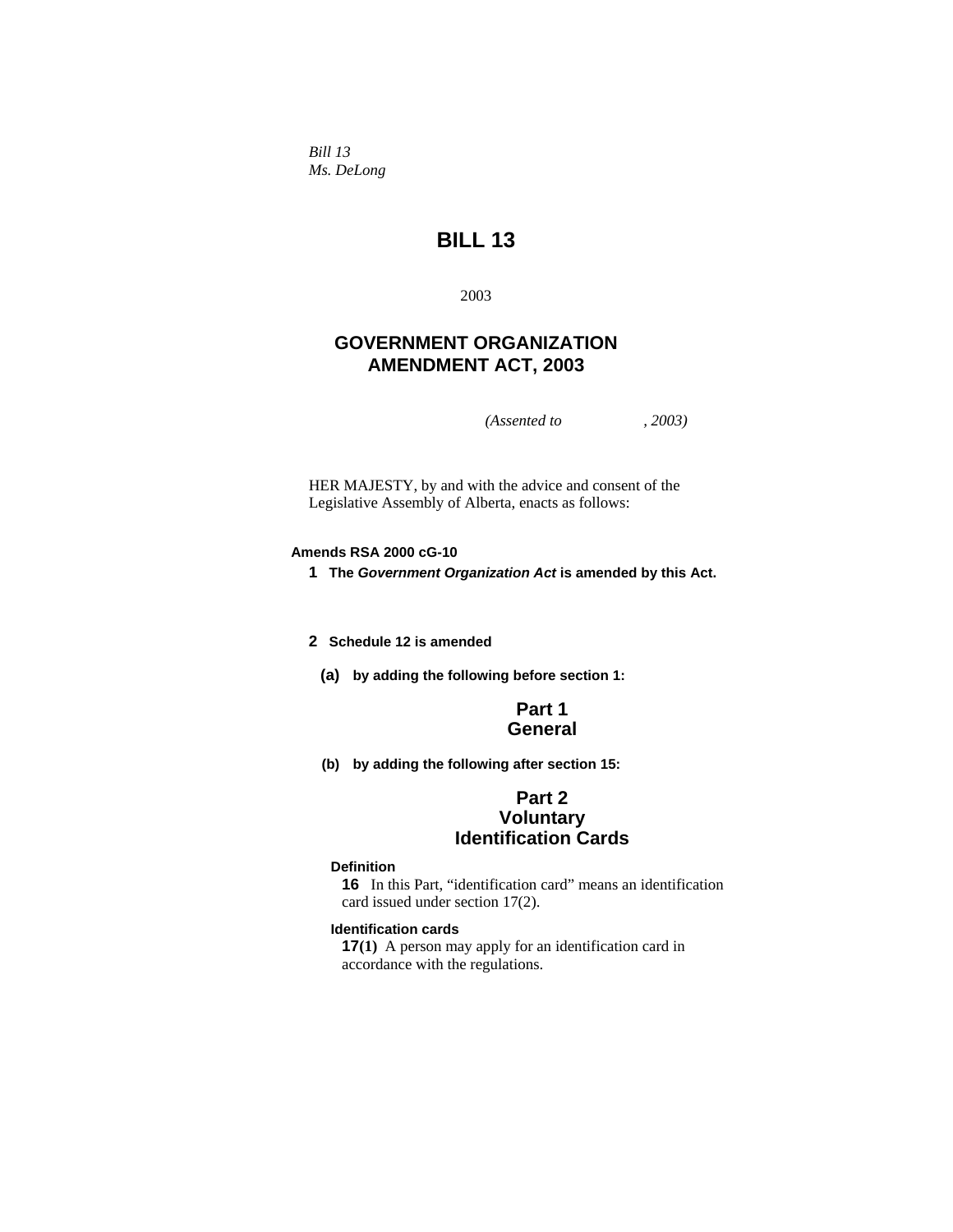*Bill 13*
*Ms. DeLong*

# BILL 13

2003

## GOVERNMENT ORGANIZATION AMENDMENT ACT, 2003

*(Assented to , 2003)*

HER MAJESTY, by and with the advice and consent of the Legislative Assembly of Alberta, enacts as follows:

**Amends RSA 2000 cG-10**

**1 The *Government Organization Act* is amended by this Act.**

**2 Schedule 12 is amended**

**(a) by adding the following before section 1:**

### Part 1
### General

**(b) by adding the following after section 15:**

### Part 2
### Voluntary Identification Cards

**Definition**

**16** In this Part, "identification card" means an identification card issued under section 17(2).

**Identification cards**

**17(1)** A person may apply for an identification card in accordance with the regulations.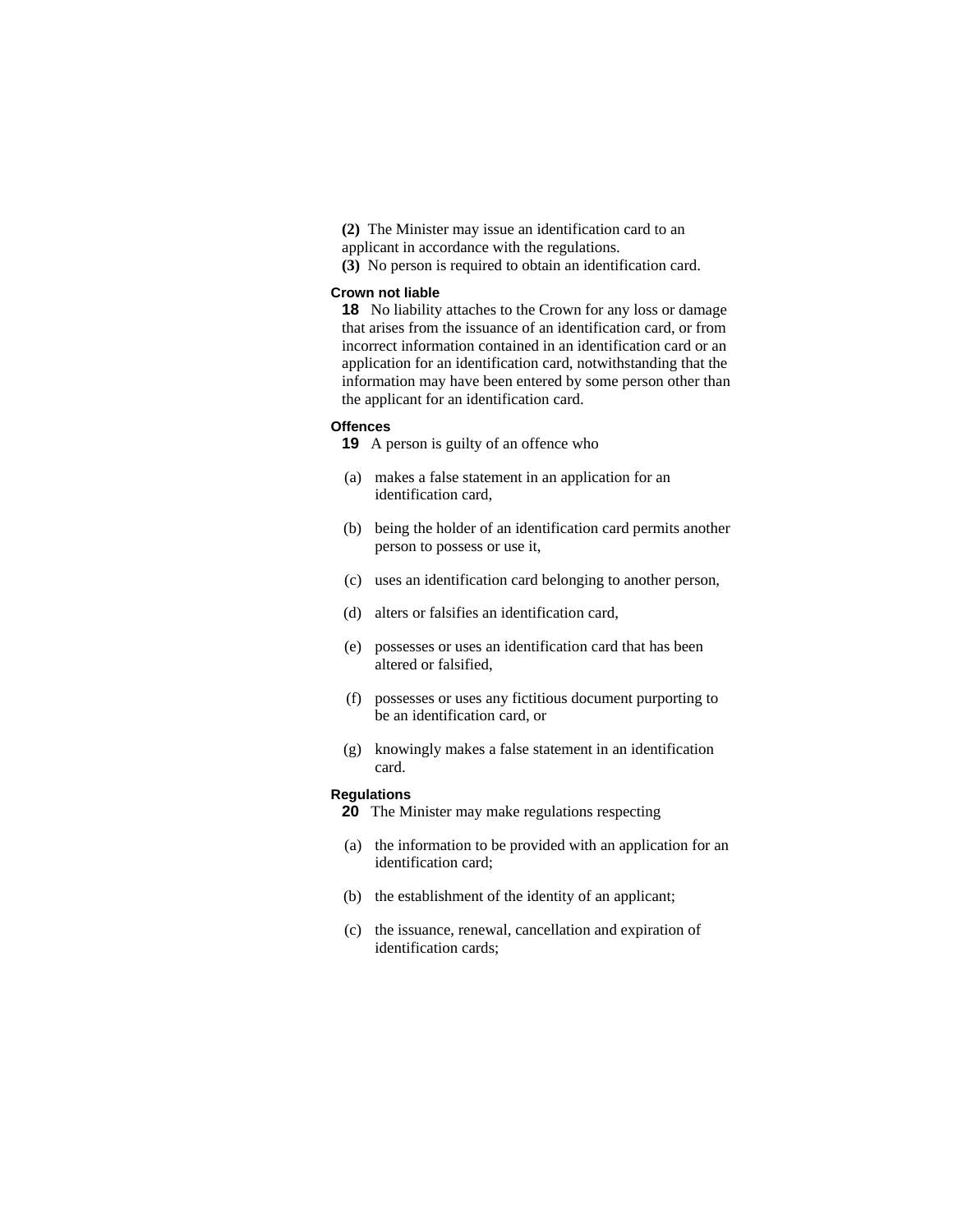**(2)** The Minister may issue an identification card to an applicant in accordance with the regulations.

**(3)** No person is required to obtain an identification card.

#### Crown not liable

**18** No liability attaches to the Crown for any loss or damage that arises from the issuance of an identification card, or from incorrect information contained in an identification card or an application for an identification card, notwithstanding that the information may have been entered by some person other than the applicant for an identification card.

#### Offences

**19** A person is guilty of an offence who

(a) makes a false statement in an application for an identification card,

(b) being the holder of an identification card permits another person to possess or use it,

(c) uses an identification card belonging to another person,

(d) alters or falsifies an identification card,

(e) possesses or uses an identification card that has been altered or falsified,

(f) possesses or uses any fictitious document purporting to be an identification card, or

(g) knowingly makes a false statement in an identification card.

#### Regulations

**20** The Minister may make regulations respecting

(a) the information to be provided with an application for an identification card;

(b) the establishment of the identity of an applicant;

(c) the issuance, renewal, cancellation and expiration of identification cards;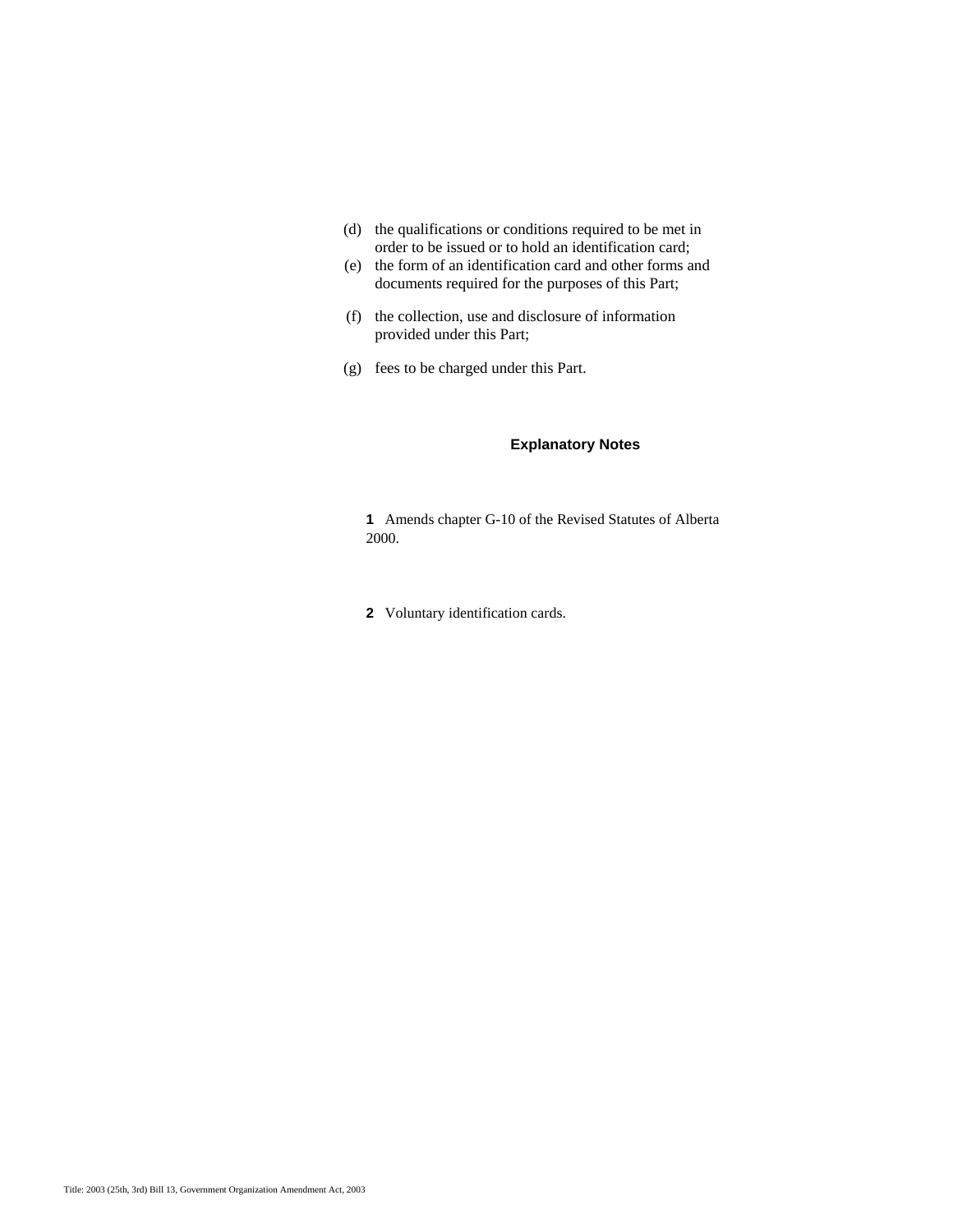(d) the qualifications or conditions required to be met in order to be issued or to hold an identification card;

(e) the form of an identification card and other forms and documents required for the purposes of this Part;

(f) the collection, use and disclosure of information provided under this Part;

(g) fees to be charged under this Part.

## Explanatory Notes

**1** Amends chapter G-10 of the Revised Statutes of Alberta 2000.

**2** Voluntary identification cards.